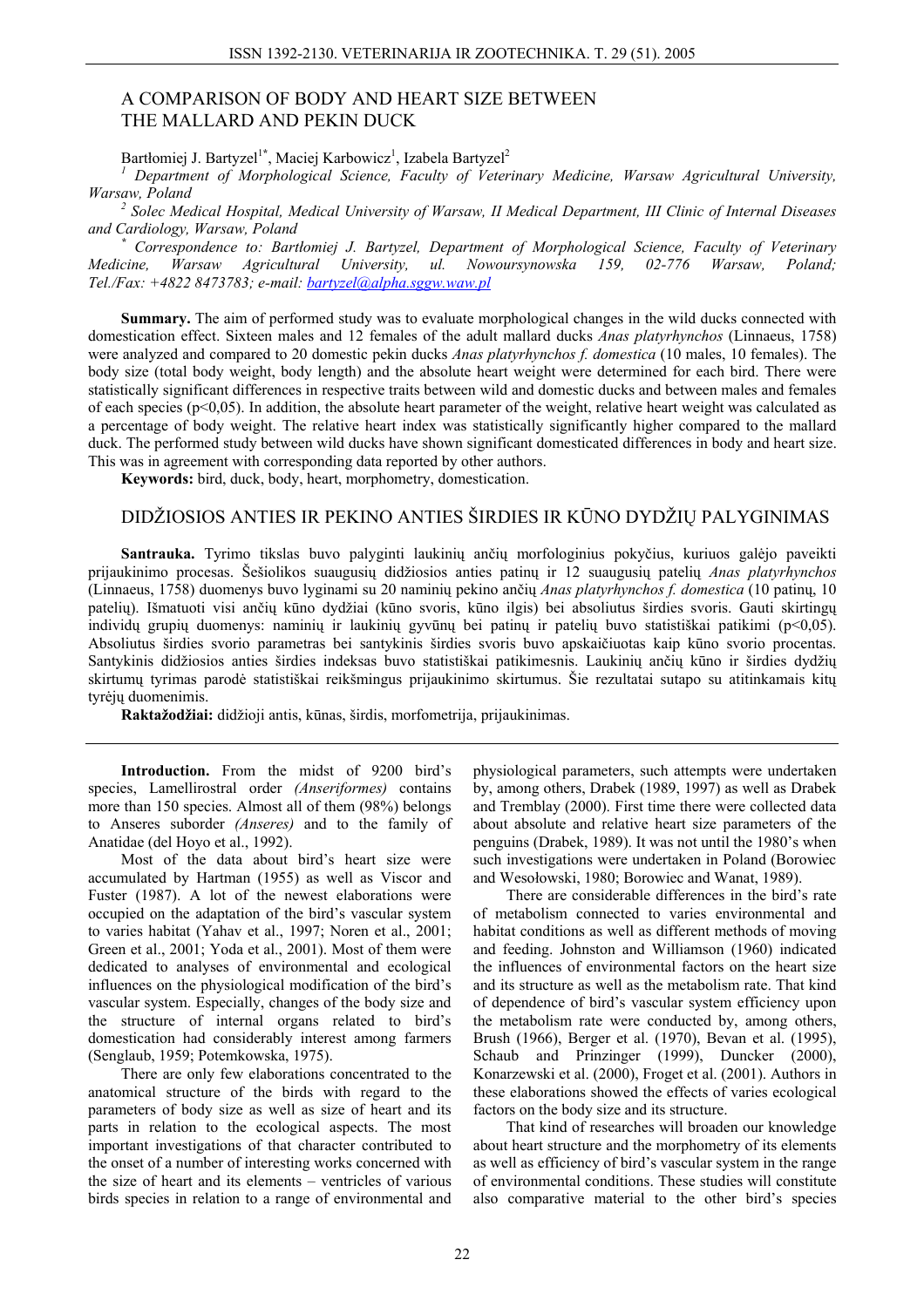# A COMPARISON OF BODY AND HEART SIZE BETWEEN THE MALLARD AND PEKIN DUCK

Bartłomiej J. Bartyzel[1*], Maciej Karbowicz[1], Izabela Bartyzel[2]

[1] *Department of Morphological Science, Faculty of Veterinary Medicine, Warsaw Agricultural University, Warsaw, Poland*

[2] *Solec Medical Hospital, Medical University of Warsaw, II Medical Department, III Clinic of Internal Diseases and Cardiology, Warsaw, Poland*

[*] *Correspondence to: Bartłomiej J. Bartyzel, Department of Morphological Science, Faculty of Veterinary Medicine, Warsaw Agricultural University, ul. Nowoursynowska 159, 02-776 Warsaw, Poland; Tel./Fax: +4822 8473783; e-mail: bartyzel@alpha.sggw.waw.pl*

**Summary.** The aim of performed study was to evaluate morphological changes in the wild ducks connected with domestication effect. Sixteen males and 12 females of the adult mallard ducks *Anas platyrhynchos* (Linnaeus, 1758) were analyzed and compared to 20 domestic pekin ducks *Anas platyrhynchos f. domestica* (10 males, 10 females). The body size (total body weight, body length) and the absolute heart weight were determined for each bird. There were statistically significant differences in respective traits between wild and domestic ducks and between males and females of each species ($p<0,05$). In addition, the absolute heart parameter of the weight, relative heart weight was calculated as a percentage of body weight. The relative heart index was statistically significantly higher compared to the mallard duck. The performed study between wild ducks have shown significant domesticated differences in body and heart size. This was in agreement with corresponding data reported by other authors.

**Keywords:** bird, duck, body, heart, morphometry, domestication.

# DIDŽIOSIOS ANTIES IR PEKINO ANTIES ŠIRDIES IR KŪNO DYDŽIŲ PALYGINIMAS

**Santrauka.** Tyrimo tikslas buvo palyginti laukinių ančių morfologinius pokyčius, kuriuos galėjo paveikti prijaukinimo procesas. Šešiolikos suaugusių didžiosios anties patinų ir 12 suaugusių patelių *Anas platyrhynchos* (Linnaeus, 1758) duomenys buvo lyginami su 20 naminių pekino ančių *Anas platyrhynchos f. domestica* (10 patinų, 10 patelių). Išmatuoti visi ančių kūno dydžiai (kūno svoris, kūno ilgis) bei absoliutus širdies svoris. Gauti skirtingų individų grupių duomenys: naminių ir laukinių gyvūnų bei patinų ir patelių buvo statistiškai patikimi ($p<0,05$). Absoliutus širdies svorio parametras bei santykinis širdies svoris buvo apskaičiuotas kaip kūno svorio procentas. Santykinis didžiosios anties širdies indeksas buvo statistiškai patikimesnis. Laukinių ančių kūno ir širdies dydžių skirtumų tyrimas parodė statistiškai reikšmingus prijaukinimo skirtumus. Šie rezultatai sutapo su atitinkamais kitų tyrėjų duomenimis.

**Raktažodžiai:** didžioji antis, kūnas, širdis, morfometrija, prijaukinimas.

---

**Introduction.** From the midst of 9200 bird's species, Lamellirostral order *(Anseriformes)* contains more than 150 species. Almost all of them (98%) belongs to Anseres suborder *(Anseres)* and to the family of Anatidae (del Hoyo et al., 1992).

Most of the data about bird's heart size were accumulated by Hartman (1955) as well as Viscor and Fuster (1987). A lot of the newest elaborations were occupied on the adaptation of the bird's vascular system to varies habitat (Yahav et al., 1997; Noren et al., 2001; Green et al., 2001; Yoda et al., 2001). Most of them were dedicated to analyses of environmental and ecological influences on the physiological modification of the bird's vascular system. Especially, changes of the body size and the structure of internal organs related to bird's domestication had considerably interest among farmers (Senglaub, 1959; Potemkowska, 1975).

There are only few elaborations concentrated to the anatomical structure of the birds with regard to the parameters of body size as well as size of heart and its parts in relation to the ecological aspects. The most important investigations of that character contributed to the onset of a number of interesting works concerned with the size of heart and its elements – ventricles of various birds species in relation to a range of environmental and physiological parameters, such attempts were undertaken by, among others, Drabek (1989, 1997) as well as Drabek and Tremblay (2000). First time there were collected data about absolute and relative heart size parameters of the penguins (Drabek, 1989). It was not until the 1980's when such investigations were undertaken in Poland (Borowiec and Wesołowski, 1980; Borowiec and Wanat, 1989).

There are considerable differences in the bird's rate of metabolism connected to varies environmental and habitat conditions as well as different methods of moving and feeding. Johnston and Williamson (1960) indicated the influences of environmental factors on the heart size and its structure as well as the metabolism rate. That kind of dependence of bird's vascular system efficiency upon the metabolism rate were conducted by, among others, Brush (1966), Berger et al. (1970), Bevan et al. (1995), Schaub and Prinzinger (1999), Duncker (2000), Konarzewski et al. (2000), Froget et al. (2001). Authors in these elaborations showed the effects of varies ecological factors on the body size and its structure.

That kind of researches will broaden our knowledge about heart structure and the morphometry of its elements as well as efficiency of bird's vascular system in the range of environmental conditions. These studies will constitute also comparative material to the other bird's species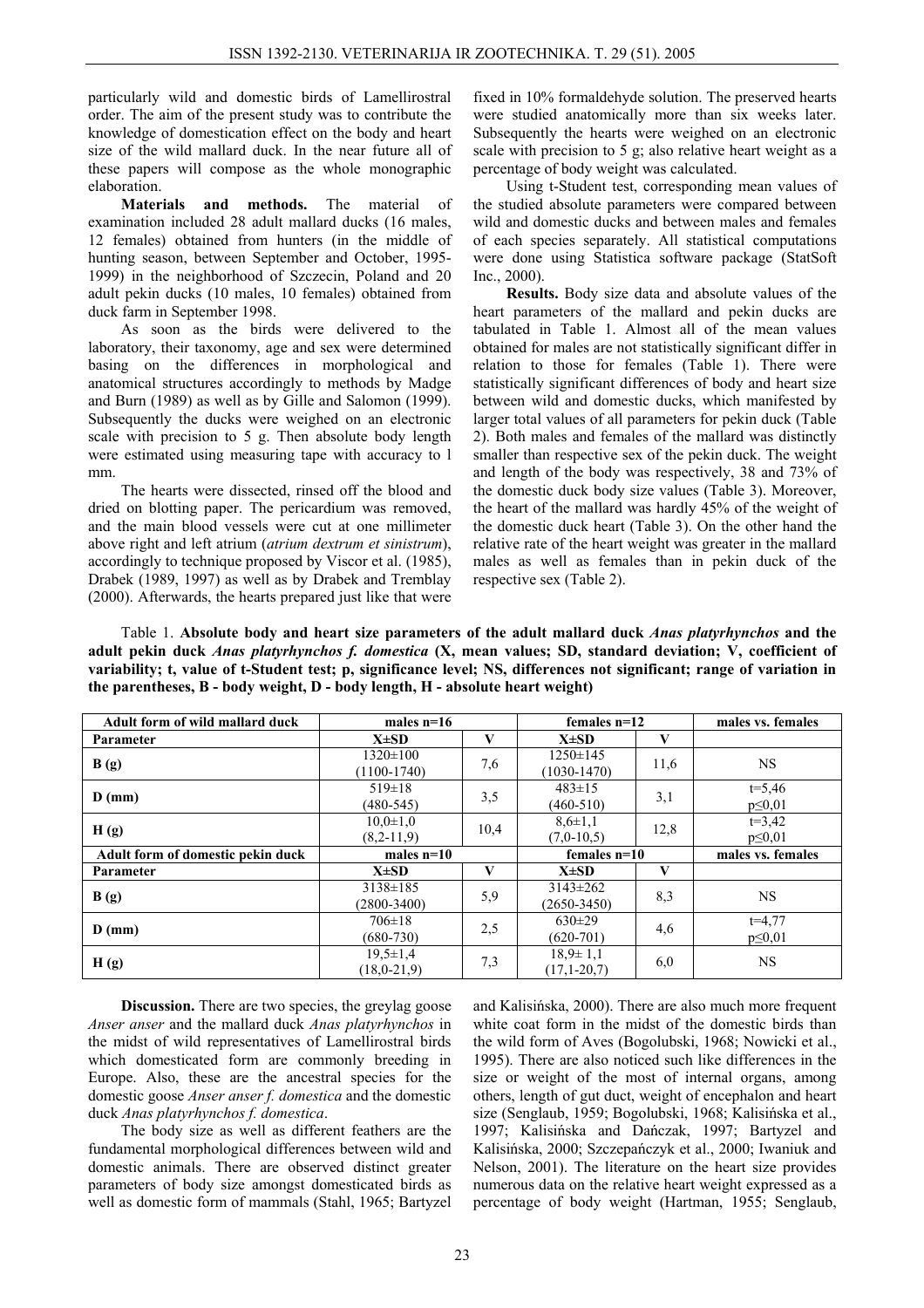particularly wild and domestic birds of Lamellirostral order. The aim of the present study was to contribute the knowledge of domestication effect on the body and heart size of the wild mallard duck. In the near future all of these papers will compose as the whole monographic elaboration.

**Materials and methods.** The material of examination included 28 adult mallard ducks (16 males, 12 females) obtained from hunters (in the middle of hunting season, between September and October, 1995-1999) in the neighborhood of Szczecin, Poland and 20 adult pekin ducks (10 males, 10 females) obtained from duck farm in September 1998.

As soon as the birds were delivered to the laboratory, their taxonomy, age and sex were determined basing on the differences in morphological and anatomical structures accordingly to methods by Madge and Burn (1989) as well as by Gille and Salomon (1999). Subsequently the ducks were weighed on an electronic scale with precision to 5 g. Then absolute body length were estimated using measuring tape with accuracy to 1 mm.

The hearts were dissected, rinsed off the blood and dried on blotting paper. The pericardium was removed, and the main blood vessels were cut at one millimeter above right and left atrium (*atrium dextrum et sinistrum*), accordingly to technique proposed by Viscor et al. (1985), Drabek (1989, 1997) as well as by Drabek and Tremblay (2000). Afterwards, the hearts prepared just like that were fixed in 10% formaldehyde solution. The preserved hearts were studied anatomically more than six weeks later. Subsequently the hearts were weighed on an electronic scale with precision to 5 g; also relative heart weight as a percentage of body weight was calculated.

Using t-Student test, corresponding mean values of the studied absolute parameters were compared between wild and domestic ducks and between males and females of each species separately. All statistical computations were done using Statistica software package (StatSoft Inc., 2000).

**Results.** Body size data and absolute values of the heart parameters of the mallard and pekin ducks are tabulated in Table 1. Almost all of the mean values obtained for males are not statistically significant differ in relation to those for females (Table 1). There were statistically significant differences of body and heart size between wild and domestic ducks, which manifested by larger total values of all parameters for pekin duck (Table 2). Both males and females of the mallard was distinctly smaller than respective sex of the pekin duck. The weight and length of the body was respectively, 38 and 73% of the domestic duck body size values (Table 3). Moreover, the heart of the mallard was hardly 45% of the weight of the domestic duck heart (Table 3). On the other hand the relative rate of the heart weight was greater in the mallard males as well as females than in pekin duck of the respective sex (Table 2).

Table 1. **Absolute body and heart size parameters of the adult mallard duck *Anas platyrhynchos* and the adult pekin duck *Anas platyrhynchos f. domestica* (X, mean values; SD, standard deviation; V, coefficient of variability; t, value of t-Student test; p, significance level; NS, differences not significant; range of variation in the parentheses, B - body weight, D - body length, H - absolute heart weight)**

| Adult form of wild mallard duck | males n=16 | | females n=12 | | males vs. females |
|---|---|---|---|---|---|
| **Parameter** | **X±SD** | **V** | **X±SD** | **V** | |
| **B (g)** | 1320±100 (1100-1740) | 7,6 | 1250±145 (1030-1470) | 11,6 | NS |
| **D (mm)** | 519±18 (480-545) | 3,5 | 483±15 (460-510) | 3,1 | t=5,46 p≤0,01 |
| **H (g)** | 10,0±1,0 (8,2-11,9) | 10,4 | 8,6±1,1 (7,0-10,5) | 12,8 | t=3,42 p≤0,01 |
| **Adult form of domestic pekin duck** | **males n=10** | | **females n=10** | | **males vs. females** |
| **Parameter** | **X±SD** | **V** | **X±SD** | **V** | |
| **B (g)** | 3138±185 (2800-3400) | 5,9 | 3143±262 (2650-3450) | 8,3 | NS |
| **D (mm)** | 706±18 (680-730) | 2,5 | 630±29 (620-701) | 4,6 | t=4,77 p≤0,01 |
| **H (g)** | 19,5±1,4 (18,0-21,9) | 7,3 | 18,9± 1,1 (17,1-20,7) | 6,0 | NS |

**Discussion.** There are two species, the greylag goose *Anser anser* and the mallard duck *Anas platyrhynchos* in the midst of wild representatives of Lamellirostral birds which domesticated form are commonly breeding in Europe. Also, these are the ancestral species for the domestic goose *Anser anser f. domestica* and the domestic duck *Anas platyrhynchos f. domestica*.

The body size as well as different feathers are the fundamental morphological differences between wild and domestic animals. There are observed distinct greater parameters of body size amongst domesticated birds as well as domestic form of mammals (Stahl, 1965; Bartyzel and Kalisińska, 2000). There are also much more frequent white coat form in the midst of the domestic birds than the wild form of Aves (Bogolubski, 1968; Nowicki et al., 1995). There are also noticed such like differences in the size or weight of the most of internal organs, among others, length of gut duct, weight of encephalon and heart size (Senglaub, 1959; Bogolubski, 1968; Kalisińska et al., 1997; Kalisińska and Dańczak, 1997; Bartyzel and Kalisińska, 2000; Szczepańczyk et al., 2000; Iwaniuk and Nelson, 2001). The literature on the heart size provides numerous data on the relative heart weight expressed as a percentage of body weight (Hartman, 1955; Senglaub,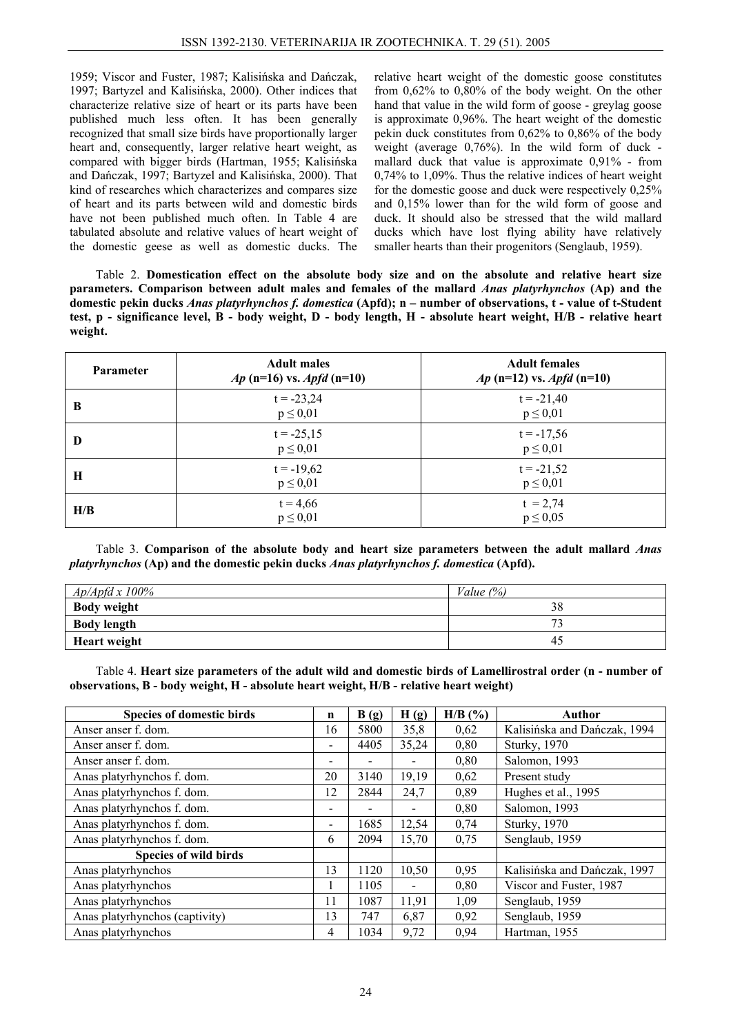1959; Viscor and Fuster, 1987; Kalisińska and Dańczak, 1997; Bartyzel and Kalisińska, 2000). Other indices that characterize relative size of heart or its parts have been published much less often. It has been generally recognized that small size birds have proportionally larger heart and, consequently, larger relative heart weight, as compared with bigger birds (Hartman, 1955; Kalisińska and Dańczak, 1997; Bartyzel and Kalisińska, 2000). That kind of researches which characterizes and compares size of heart and its parts between wild and domestic birds have not been published much often. In Table 4 are tabulated absolute and relative values of heart weight of the domestic geese as well as domestic ducks. The relative heart weight of the domestic goose constitutes from 0,62% to 0,80% of the body weight. On the other hand that value in the wild form of goose - greylag goose is approximate 0,96%. The heart weight of the domestic pekin duck constitutes from 0,62% to 0,86% of the body weight (average 0,76%). In the wild form of duck - mallard duck that value is approximate 0,91% - from 0,74% to 1,09%. Thus the relative indices of heart weight for the domestic goose and duck were respectively 0,25% and 0,15% lower than for the wild form of goose and duck. It should also be stressed that the wild mallard ducks which have lost flying ability have relatively smaller hearts than their progenitors (Senglaub, 1959).

Table 2. **Domestication effect on the absolute body size and on the absolute and relative heart size parameters. Comparison between adult males and females of the mallard *Anas platyrhynchos* (Ap) and the domestic pekin ducks *Anas platyrhynchos f. domestica* (Apfd); n – number of observations, t - value of t-Student test, p - significance level, B - body weight, D - body length, H - absolute heart weight, H/B - relative heart weight.**

| Parameter | Adult males *Ap* (n=16) vs. *Apfd* (n=10) | Adult females *Ap* (n=12) vs. *Apfd* (n=10) |
|---|---|---|
| **B** | t = -23,24 $p \leq 0,01$ | t = -21,40 $p \leq 0,01$ |
| **D** | t = -25,15 $p \leq 0,01$ | t = -17,56 $p \leq 0,01$ |
| **H** | t = -19,62 $p \leq 0,01$ | t = -21,52 $p \leq 0,01$ |
| **H/B** | t = 4,66 $p \leq 0,01$ | t = 2,74 $p \leq 0,05$ |

Table 3. **Comparison of the absolute body and heart size parameters between the adult mallard *Anas platyrhynchos* (Ap) and the domestic pekin ducks *Anas platyrhynchos f. domestica* (Apfd).**

| *Ap/Apfd x 100%* | *Value (%)* |
|---|---|
| **Body weight** | 38 |
| **Body length** | 73 |
| **Heart weight** | 45 |

Table 4. **Heart size parameters of the adult wild and domestic birds of Lamellirostral order (n - number of observations, B - body weight, H - absolute heart weight, H/B - relative heart weight)**

| Species of domestic birds | n | B (g) | H (g) | H/B (%) | Author |
|---|---|---|---|---|---|
| Anser anser f. dom. | 16 | 5800 | 35,8 | 0,62 | Kalisińska and Dańczak, 1994 |
| Anser anser f. dom. | - | 4405 | 35,24 | 0,80 | Sturky, 1970 |
| Anser anser f. dom. | - | - | - | 0,80 | Salomon, 1993 |
| Anas platyrhynchos f. dom. | 20 | 3140 | 19,19 | 0,62 | Present study |
| Anas platyrhynchos f. dom. | 12 | 2844 | 24,7 | 0,89 | Hughes et al., 1995 |
| Anas platyrhynchos f. dom. | - | - | - | 0,80 | Salomon, 1993 |
| Anas platyrhynchos f. dom. | - | 1685 | 12,54 | 0,74 | Sturky, 1970 |
| Anas platyrhynchos f. dom. | 6 | 2094 | 15,70 | 0,75 | Senglaub, 1959 |
| **Species of wild birds** | | | | | |
| Anas platyrhynchos | 13 | 1120 | 10,50 | 0,95 | Kalisińska and Dańczak, 1997 |
| Anas platyrhynchos | 1 | 1105 | - | 0,80 | Viscor and Fuster, 1987 |
| Anas platyrhynchos | 11 | 1087 | 11,91 | 1,09 | Senglaub, 1959 |
| Anas platyrhynchos (captivity) | 13 | 747 | 6,87 | 0,92 | Senglaub, 1959 |
| Anas platyrhynchos | 4 | 1034 | 9,72 | 0,94 | Hartman, 1955 |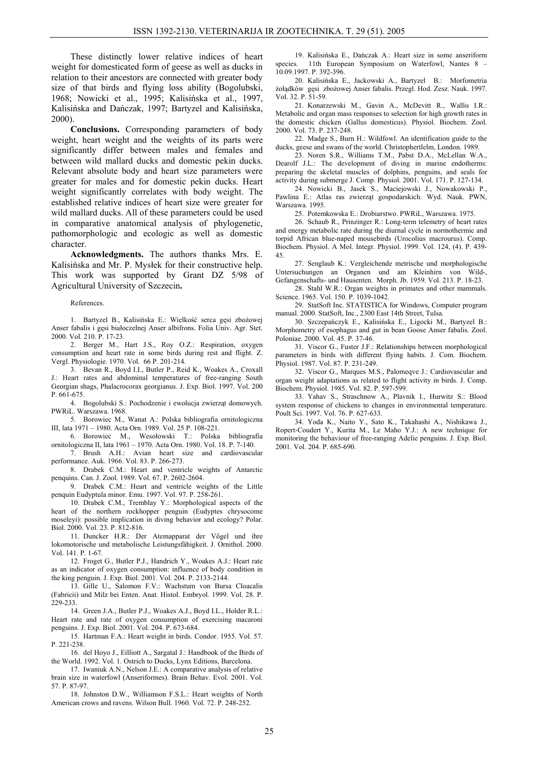These distinctly lower relative indices of heart weight for domesticated form of geese as well as ducks in relation to their ancestors are connected with greater body size of that birds and flying loss ability (Bogolubski, 1968; Nowicki et al., 1995; Kalisińska et al., 1997, Kalisińska and Dańczak, 1997; Bartyzel and Kalisińska, 2000).

**Conclusions.** Corresponding parameters of body weight, heart weight and the weights of its parts were significantly differ between males and females and between wild mallard ducks and domestic pekin ducks. Relevant absolute body and heart size parameters were greater for males and for domestic pekin ducks. Heart weight significantly correlates with body weight. The established relative indices of heart size were greater for wild mallard ducks. All of these parameters could be used in comparative anatomical analysis of phylogenetic, pathomorphologic and ecologic as well as domestic character.

**Acknowledgments.** The authors thanks Mrs. E. Kalisińska and Mr. P. Mysłek for their constructive help. This work was supported by Grant DZ 5/98 of Agricultural University of Szczecin**.**

References.

1. Bartyzel B., Kalisińska E.: Wielkość serca gęsi zbożowej Anser fabalis i gęsi białoczelnej Anser albifrons. Folia Univ. Agr. Stet. 2000. Vol. 210. P. 17-23.
2. Berger M., Hart J.S., Roy O.Z.: Respiration, oxygen consumption and heart rate in some birds during rest and flight. Z. Vergl. Physiologie. 1970. Vol. 66 P. 201-214.
3. Bevan R., Boyd I.I., Butler P., Reid K., Woakes A., Croxall J.: Heart rates and abdominal temperatures of free-ranging South Georgian shags, Phalacrocorax georgianus. J. Exp. Biol. 1997. Vol. 200 P. 661-675.
4. Bogolubski S.: Pochodzenie i ewolucja zwierząt domowych. PWRiL. Warszawa. 1968.
5. Borowiec M., Wanat A.: Polska bibliografia ornitologiczna III, lata 1971 – 1980. Acta Orn. 1989. Vol. 25 P. 108-221.
6. Borowiec M., Wesołowski T.: Polska bibliografia ornitologiczna II, lata 1961 – 1970. Acta Orn. 1980. Vol. 18. P. 7-140.
7. Brush A.H.: Avian heart size and cardiovascular performance. Auk. 1966. Vol. 83. P. 266-273.
8. Drabek C.M.: Heart and ventricle weights of Antarctic penquins. Can. J. Zool. 1989. Vol. 67. P. 2602-2604.
9. Drabek C.M.: Heart and ventricle weights of the Little penquin Eudyptula minor. Emu. 1997. Vol. 97. P. 258-261.
10. Drabek C.M., Tremblay Y.: Morphological aspects of the heart of the northern rockhopper penguin (Eudyptes chrysocome moseleyi): possible implication in diving behavior and ecology? Polar. Biol. 2000. Vol. 23. P. 812-816.
11. Duncker H.R.: Der Atemapparat der Vőgel und ihre lokomotorische und metabolische Leistungsfähigkeit. J. Ornithol. 2000. Vol. 141. P. 1-67.
12. Froget G., Butler P.J., Handrich Y., Woakes A.J.: Heart rate as an indicator of oxygen consumption: influence of body condition in the king penguin. J. Exp. Biol. 2001. Vol. 204. P. 2133-2144.
13. Gille U., Salomon F.V.: Wachstum von Bursa Cloacalis (Fabricii) und Milz bei Enten. Anat. Histol. Embryol. 1999. Vol. 28. P. 229-233.
14. Green J.A., Butler P.J., Woakes A.J., Boyd I.L., Holder R.L.: Heart rate and rate of oxygen consumption of exercising macaroni penguins. J. Exp. Biol. 2001. Vol. 204. P. 673-684.
15. Hartman F.A.: Heart weight in birds. Condor. 1955. Vol. 57. P. 221-238.
16. del Hoyo J., Eilliott A., Sargatal J.: Handbook of the Birds of the World. 1992. Vol. 1. Ostrich to Ducks, Lynx Editions, Barcelona.
17. Iwaniuk A.N., Nelson J.E.: A comparative analysis of relative brain size in waterfowl (Anseriformes). Brain Behav. Evol. 2001. Vol. 57. P. 87-97.
18. Johnston D.W., Williamson F.S.L.: Heart weights of North American crows and ravens. Wilson Bull. 1960. Vol. 72. P. 248-252.
19. Kalisińska E., Dańczak A.: Heart size in some anseriform species. 11th European Symposium on Waterfowl, Nantes 8 – 10.09.1997. P. 392-396.
20. Kalisińska E., Jackowski A., Bartyzel B.: Morfometria żołądków gęsi zbożowej Anser fabalis. Przegl. Hod. Zesz. Nauk. 1997. Vol. 32. P. 51-59.
21. Konarzewski M., Gavin A., McDevitt R., Wallis I.R.: Metabolic and organ mass responses to selection for high growth rates in the domestic chicken (Gallus domesticus). Physiol. Biochem. Zool. 2000. Vol. 73. P. 237-248.
22. Madge S., Burn H.: Wildfowl. An identification guide to the ducks, geese and swans of the world. Christophertlelm, London. 1989.
23. Noren S.R., Williams T.M., Pabst D.A., McLellan W.A., Dearolf J.L.: The development of diving in marine endotherms: preparing the skeletal muscles of dolphins, penguins, and seals for activity during submerge J. Comp. Physiol. 2001. Vol. 171. P. 127-134.
24. Nowicki B., Jasek S., Maciejowski J., Nowakowski P., Pawlina E.: Atlas ras zwierząt gospodarskich. Wyd. Nauk. PWN, Warszawa. 1995.
25. Potemkowska E.: Drobiarstwo. PWRiL, Warszawa. 1975.
26. Schaub R., Prinzinger R.: Long-term telemetry of heart rates and energy metabolic rate during the diurnal cycle in normothermic and torpid African blue-naped mousebirds (Urocolius macrourus). Comp. Biochem. Physiol. A Mol. Integr. Physiol. 1999. Vol. 124, (4). P. 439-45.
27. Senglaub K.: Vergleichende metrische und morphologische Untersuchungen an Organen und am Kleinhirn von Wild-, Gefangenschafts- und Hausenten. Morph. Jb. 1959. Vol. 213. P. 18-23.
28. Stahl W.R.: Organ weights in primates and other mammals. Science. 1965. Vol. 150. P. 1039-1042.
29. StatSoft Inc. STATISTICA for Windows, Computer program manual. 2000. StatSoft, Inc., 2300 East 14th Street, Tulsa.
30. Szczepańczyk E., Kalisińska E., Ligocki M., Bartyzel B.: Morphometry of esophagus and gut in bean Goose Anser fabalis. Zool. Poloniae. 2000. Vol. 45. P. 37-46.
31. Viscor G., Fuster J.F.: Relationships between morphological parameters in birds with different flying habits. J. Com. Biochem. Physiol. 1987. Vol. 87. P. 231-249.
32. Viscor G., Marques M.S., Palomeqve J.: Cardiovascular and organ weight adaptations as related to flight activity in birds. J. Comp. Biochem. Physiol. 1985. Vol. 82. P. 597-599.
33. Yahav S., Straschnow A., Plavnik I., Hurwitz S.: Blood system response of chickens to changes in environmental temperature. Poult Sci. 1997. Vol. 76. P. 627-633.
34. Yoda K., Naito Y., Sato K., Takahashi A., Nishikawa J., Ropert-Coudert Y., Kurita M., Le Maho Y.J.: A new technique for monitoring the behaviour of free-ranging Adelie penguins. J. Exp. Biol. 2001. Vol. 204. P. 685-690.